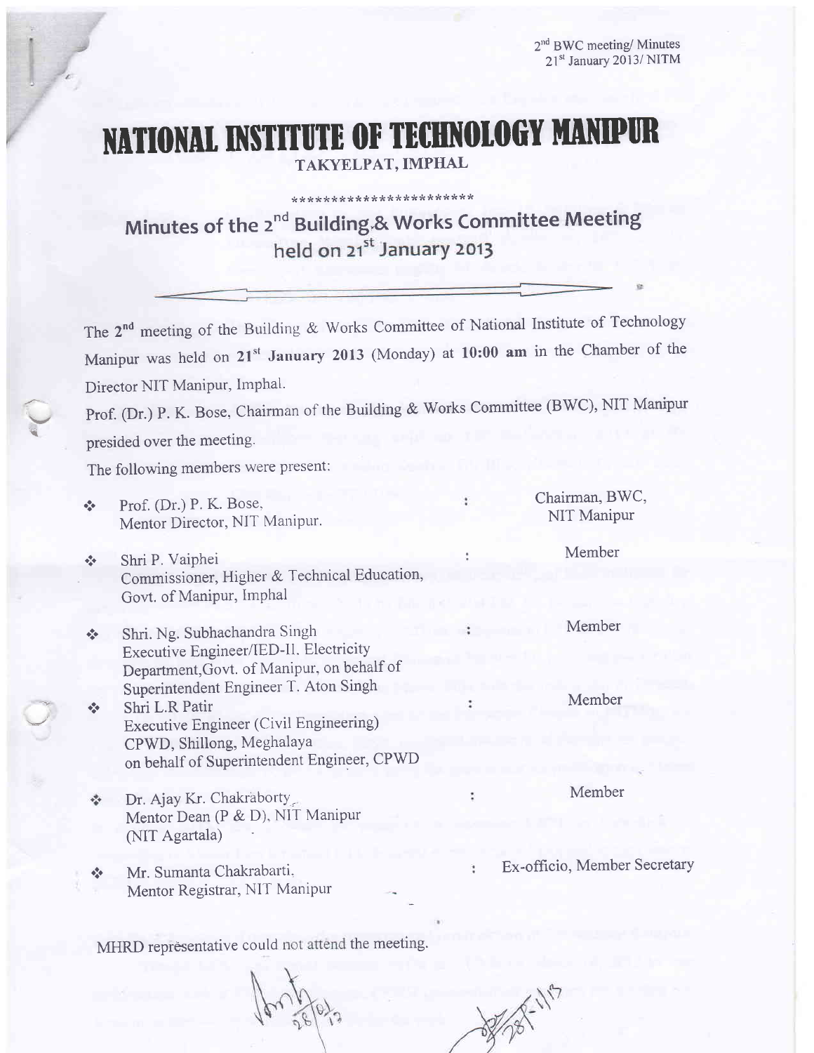# NATIONAL INSTITUTE OF TECHNOLOGY MANIPUR

TAKYELPAT, IMPHAL

***********************

## Minutes of the 2nd Building & Works Committee Meeting held on 21st January 2013

The 2nd meeting of the Building & Works Committee of National Institute of Technology Manipur was held on **21st January 2013** (Monday) at **10:00 am** in the Chamber of the Director NIT Manipur, Imphal.

Prof. (Dr.) P. K. Bose, Chairman of the Building & Works Committee (BWC), NIT Manipur presided over the meeting.

The following members were present:

| | | |
|---|---|---|
| ❖ Prof. (Dr.) P. K. Bose, Mentor Director, NIT Manipur. | : | Chairman, BWC, NIT Manipur |
| ❖ Shri P. Vaiphei Commissioner, Higher & Technical Education, Govt. of Manipur, Imphal | : | Member |
| ❖ Shri. Ng. Subhachandra Singh Executive Engineer/IED-II. Electricity Department, Govt. of Manipur, on behalf of Superintendent Engineer T. Aton Singh | : | Member |
| ❖ Shri L.R Patir Executive Engineer (Civil Engineering) CPWD, Shillong, Meghalaya on behalf of Superintendent Engineer, CPWD | : | Member |
| ❖ Dr. Ajay Kr. Chakraborty, Mentor Dean (P & D), NIT Manipur (NIT Agartala) | : | Member |
| ❖ Mr. Sumanta Chakrabarti, Mentor Registrar, NIT Manipur | : | Ex-officio, Member Secretary |

MHRD representative could not attend the meeting.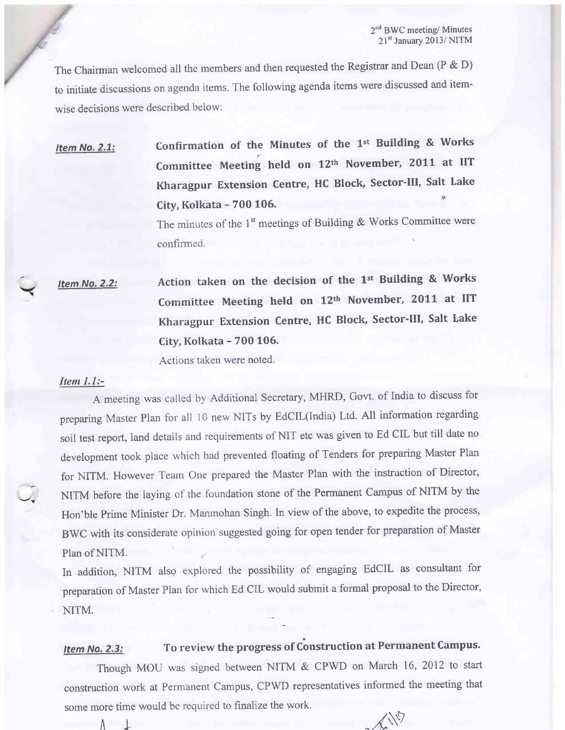The Chairman welcomed all the members and then requested the Registrar and Dean (P & D) to initiate discussions on agenda items. The following agenda items were discussed and item-wise decisions were described below:

***Item No. 2.1:*** **Confirmation of the Minutes of the 1st Building & Works Committee Meeting held on 12th November, 2011 at IIT Kharagpur Extension Centre, HC Block, Sector-III, Salt Lake City, Kolkata – 700 106.**

The minutes of the 1st meetings of Building & Works Committee were confirmed.

***Item No. 2.2:*** **Action taken on the decision of the 1st Building & Works Committee Meeting held on 12th November, 2011 at IIT Kharagpur Extension Centre, HC Block, Sector-III, Salt Lake City, Kolkata – 700 106.**

Actions taken were noted.

***Item 1.1:-***

A meeting was called by Additional Secretary, MHRD, Govt. of India to discuss for preparing Master Plan for all 10 new NITs by EdCIL(India) Ltd. All information regarding soil test report, land details and requirements of NIT etc was given to Ed CIL but till date no development took place which had prevented floating of Tenders for preparing Master Plan for NITM. However Team One prepared the Master Plan with the instruction of Director, NITM before the laying of the foundation stone of the Permanent Campus of NITM by the Hon'ble Prime Minister Dr. Manmohan Singh. In view of the above, to expedite the process, BWC with its considerate opinion suggested going for open tender for preparation of Master Plan of NITM.

In addition, NITM also explored the possibility of engaging EdCIL as consultant for preparation of Master Plan for which Ed CIL would submit a formal proposal to the Director, NITM.

***Item No. 2.3:*** **To review the progress of Construction at Permanent Campus.**

Though MOU was signed between NITM & CPWD on March 16, 2012 to start construction work at Permanent Campus, CPWD representatives informed the meeting that some more time would be required to finalize the work.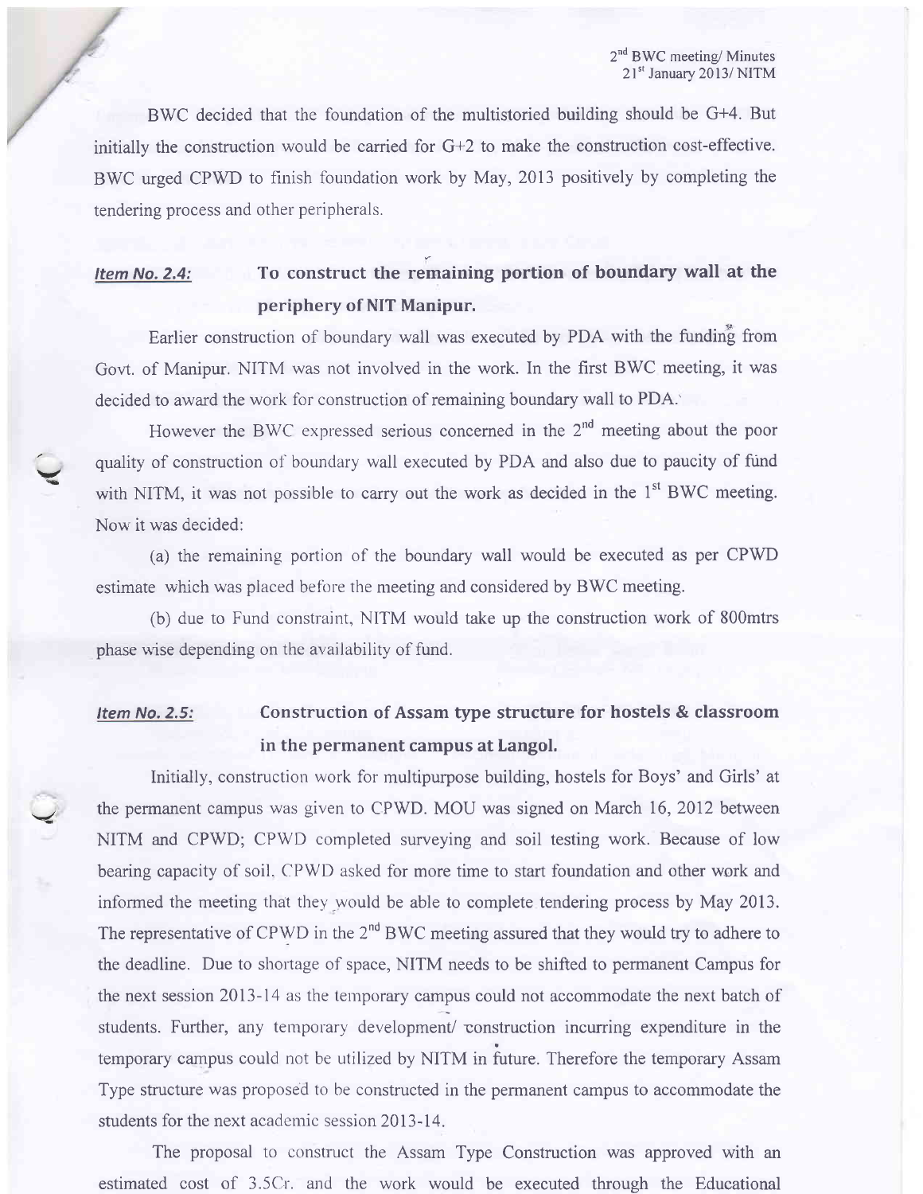BWC decided that the foundation of the multistoried building should be G+4. But initially the construction would be carried for G+2 to make the construction cost-effective. BWC urged CPWD to finish foundation work by May, 2013 positively by completing the tendering process and other peripherals.

### *Item No. 2.4:* To construct the remaining portion of boundary wall at the periphery of NIT Manipur.

Earlier construction of boundary wall was executed by PDA with the funding from Govt. of Manipur. NITM was not involved in the work. In the first BWC meeting, it was decided to award the work for construction of remaining boundary wall to PDA.

However the BWC expressed serious concerned in the 2nd meeting about the poor quality of construction of boundary wall executed by PDA and also due to paucity of fund with NITM, it was not possible to carry out the work as decided in the 1st BWC meeting. Now it was decided:

(a) the remaining portion of the boundary wall would be executed as per CPWD estimate which was placed before the meeting and considered by BWC meeting.

(b) due to Fund constraint, NITM would take up the construction work of 800mtrs phase wise depending on the availability of fund.

### *Item No. 2.5:* Construction of Assam type structure for hostels & classroom in the permanent campus at Langol.

Initially, construction work for multipurpose building, hostels for Boys' and Girls' at the permanent campus was given to CPWD. MOU was signed on March 16, 2012 between NITM and CPWD; CPWD completed surveying and soil testing work. Because of low bearing capacity of soil, CPWD asked for more time to start foundation and other work and informed the meeting that they would be able to complete tendering process by May 2013. The representative of CPWD in the 2nd BWC meeting assured that they would try to adhere to the deadline. Due to shortage of space, NITM needs to be shifted to permanent Campus for the next session 2013-14 as the temporary campus could not accommodate the next batch of students. Further, any temporary development/ construction incurring expenditure in the temporary campus could not be utilized by NITM in future. Therefore the temporary Assam Type structure was proposed to be constructed in the permanent campus to accommodate the students for the next academic session 2013-14.

The proposal to construct the Assam Type Construction was approved with an estimated cost of 3.5Cr. and the work would be executed through the Educational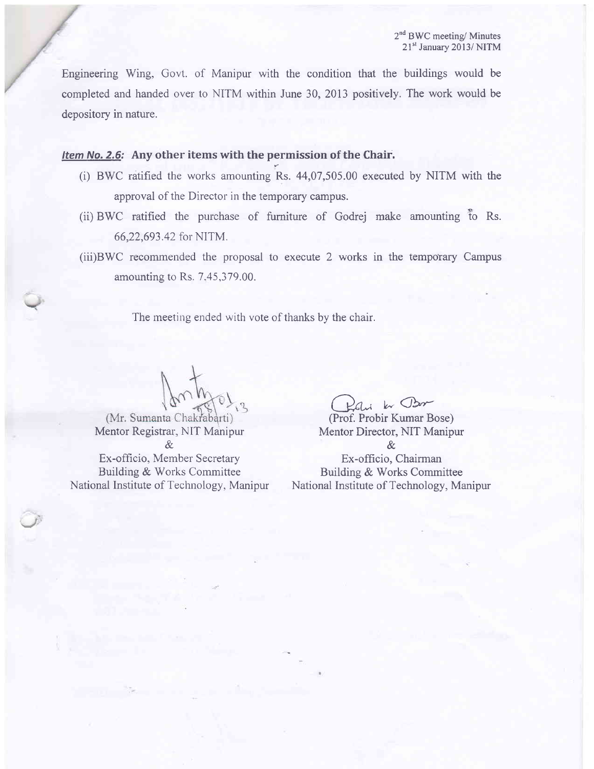Engineering Wing, Govt. of Manipur with the condition that the buildings would be completed and handed over to NITM within June 30, 2013 positively. The work would be depository in nature.

***Item No. 2.6:*** **Any other items with the permission of the Chair.**

(i) BWC ratified the works amounting Rs. 44,07,505.00 executed by NITM with the approval of the Director in the temporary campus.

(ii) BWC ratified the purchase of furniture of Godrej make amounting to Rs. 66,22,693.42 for NITM.

(iii) BWC recommended the proposal to execute 2 works in the temporary Campus amounting to Rs. 7,45,379.00.

The meeting ended with vote of thanks by the chair.

(Mr. Sumanta Chakrabarti)
Mentor Registrar, NIT Manipur
&
Ex-officio, Member Secretary
Building & Works Committee
National Institute of Technology, Manipur

(Prof. Probir Kumar Bose)
Mentor Director, NIT Manipur
&
Ex-officio, Chairman
Building & Works Committee
National Institute of Technology, Manipur